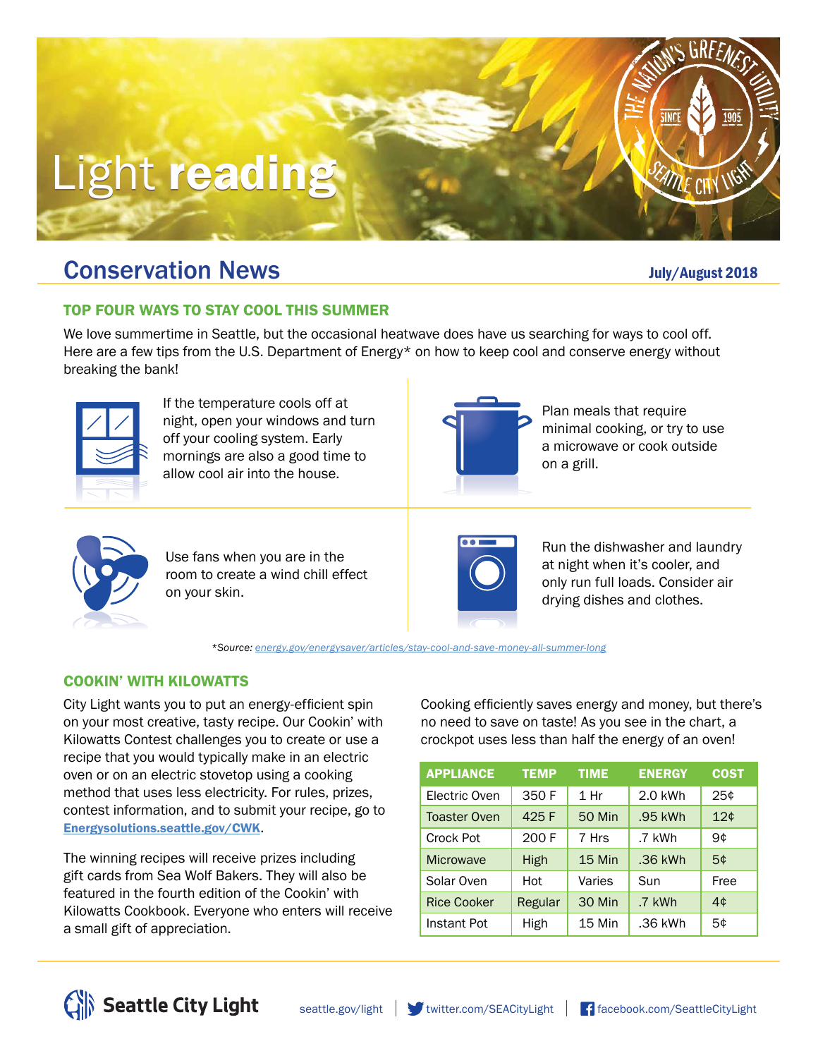# Light reading

## Conservation News

July/August 2018

### TOP FOUR WAYS TO STAY COOL THIS SUMMER

We love summertime in Seattle, but the occasional heatwave does have us searching for ways to cool off. Here are a few tips from the U.S. Department of Energy* on how to keep cool and conserve energy without breaking the bank!

If the temperature cools off at night, open your windows and turn off your cooling system. Early mornings are also a good time to allow cool air into the house.

Plan meals that require minimal cooking, or try to use a microwave or cook outside on a grill.

Use fans when you are in the room to create a wind chill effect on your skin.

Run the dishwasher and laundry at night when it's cooler, and only run full loads. Consider air drying dishes and clothes.

*\*Source: energy.gov/energysaver/articles/stay-cool-and-save-money-all-summer-long*

### COOKIN' WITH KILOWATTS

City Light wants you to put an energy-efficient spin on your most creative, tasty recipe. Our Cookin' with Kilowatts Contest challenges you to create or use a recipe that you would typically make in an electric oven or on an electric stovetop using a cooking method that uses less electricity. For rules, prizes, contest information, and to submit your recipe, go to **Energysolutions.seattle.gov/CWK**.

The winning recipes will receive prizes including gift cards from Sea Wolf Bakers. They will also be featured in the fourth edition of the Cookin' with Kilowatts Cookbook. Everyone who enters will receive a small gift of appreciation.

Cooking efficiently saves energy and money, but there's no need to save on taste! As you see in the chart, a crockpot uses less than half the energy of an oven!

| APPLIANCE | TEMP | TIME | ENERGY | COST |
|---|---|---|---|---|
| Electric Oven | 350 F | 1 Hr | 2.0 kWh | 25¢ |
| Toaster Oven | 425 F | 50 Min | .95 kWh | 12¢ |
| Crock Pot | 200 F | 7 Hrs | .7 kWh | 9¢ |
| Microwave | High | 15 Min | .36 kWh | 5¢ |
| Solar Oven | Hot | Varies | Sun | Free |
| Rice Cooker | Regular | 30 Min | .7 kWh | 4¢ |
| Instant Pot | High | 15 Min | .36 kWh | 5¢ |

Seattle City Light | seattle.gov/light | twitter.com/SEACityLight | facebook.com/SeattleCityLight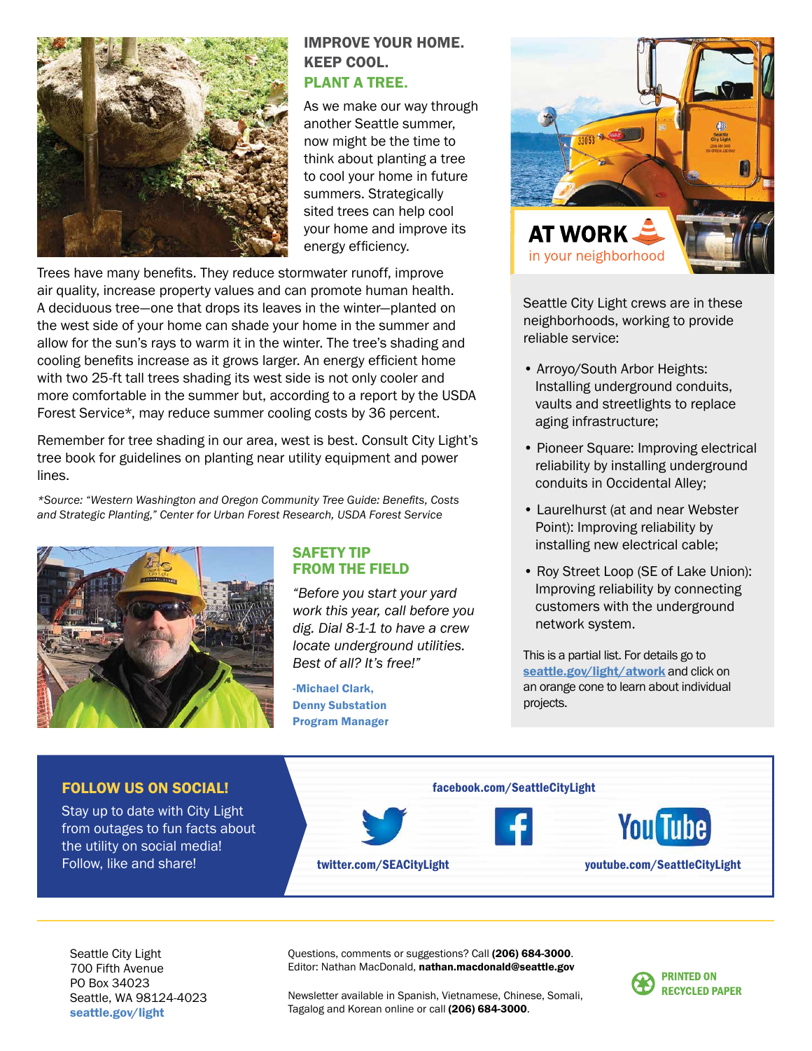## IMPROVE YOUR HOME. KEEP COOL. PLANT A TREE.

As we make our way through another Seattle summer, now might be the time to think about planting a tree to cool your home in future summers. Strategically sited trees can help cool your home and improve its energy efficiency.

Trees have many benefits. They reduce stormwater runoff, improve air quality, increase property values and can promote human health. A deciduous tree—one that drops its leaves in the winter—planted on the west side of your home can shade your home in the summer and allow for the sun's rays to warm it in the winter. The tree's shading and cooling benefits increase as it grows larger. An energy efficient home with two 25-ft tall trees shading its west side is not only cooler and more comfortable in the summer but, according to a report by the USDA Forest Service*, may reduce summer cooling costs by 36 percent.

Remember for tree shading in our area, west is best. Consult City Light's tree book for guidelines on planting near utility equipment and power lines.

*\*Source: "Western Washington and Oregon Community Tree Guide: Benefits, Costs and Strategic Planting," Center for Urban Forest Research, USDA Forest Service*

## SAFETY TIP FROM THE FIELD

*"Before you start your yard work this year, call before you dig. Dial 8-1-1 to have a crew locate underground utilities. Best of all? It's free!"*

**-Michael Clark, Denny Substation Program Manager**

## AT WORK in your neighborhood

Seattle City Light crews are in these neighborhoods, working to provide reliable service:

- Arroyo/South Arbor Heights: Installing underground conduits, vaults and streetlights to replace aging infrastructure;
- Pioneer Square: Improving electrical reliability by installing underground conduits in Occidental Alley;
- Laurelhurst (at and near Webster Point): Improving reliability by installing new electrical cable;
- Roy Street Loop (SE of Lake Union): Improving reliability by connecting customers with the underground network system.

This is a partial list. For details go to **seattle.gov/light/atwork** and click on an orange cone to learn about individual projects.

## FOLLOW US ON SOCIAL!

Stay up to date with City Light from outages to fun facts about the utility on social media! Follow, like and share!

- twitter.com/SEACityLight
- facebook.com/SeattleCityLight
- youtube.com/SeattleCityLight

Seattle City Light
700 Fifth Avenue
PO Box 34023
Seattle, WA 98124-4023
**seattle.gov/light**

Questions, comments or suggestions? Call **(206) 684-3000**.
Editor: Nathan MacDonald, **nathan.macdonald@seattle.gov**

Newsletter available in Spanish, Vietnamese, Chinese, Somali, Tagalog and Korean online or call **(206) 684-3000**.

PRINTED ON RECYCLED PAPER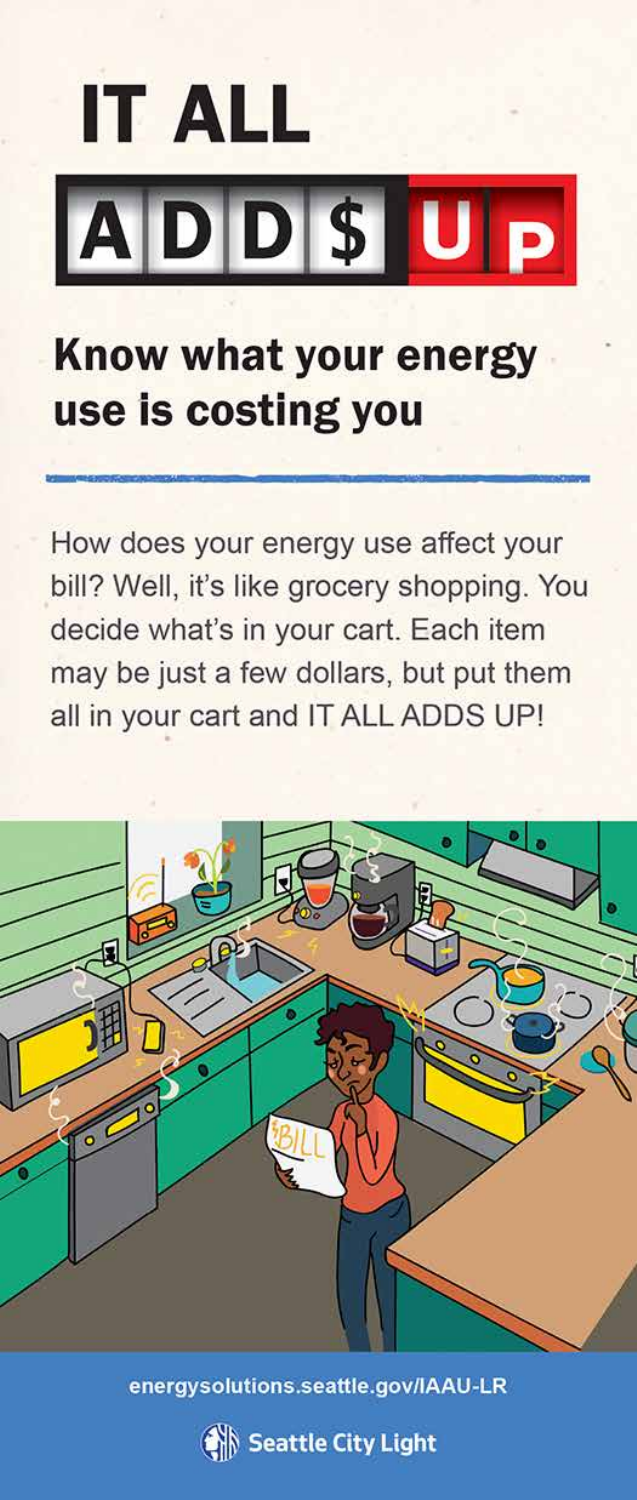# IT ALL ADD$ UP

## Know what your energy use is costing you

How does your energy use affect your bill? Well, it's like grocery shopping. You decide what's in your cart. Each item may be just a few dollars, but put them all in your cart and IT ALL ADDS UP!

energysolutions.seattle.gov/IAAU-LR

Seattle City Light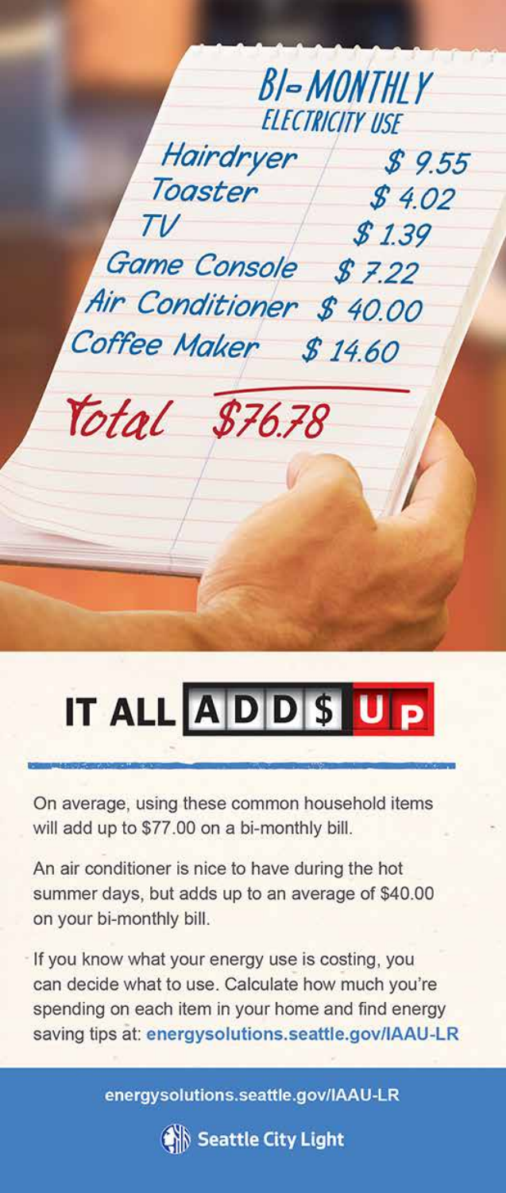BI-MONTHLY ELECTRICITY USE

| | |
|---|---|
| Hairdryer | $ 9.55 |
| Toaster | $ 4.02 |
| TV | $ 1.39 |
| Game Console | $ 7.22 |
| Air Conditioner | $ 40.00 |
| Coffee Maker | $ 14.60 |
| Total | $76.78 |

# IT ALL ADD$ UP

On average, using these common household items will add up to $77.00 on a bi-monthly bill.

An air conditioner is nice to have during the hot summer days, but adds up to an average of $40.00 on your bi-monthly bill.

If you know what your energy use is costing, you can decide what to use. Calculate how much you're spending on each item in your home and find energy saving tips at: **energysolutions.seattle.gov/IAAU-LR**

**energysolutions.seattle.gov/IAAU-LR**

Seattle City Light